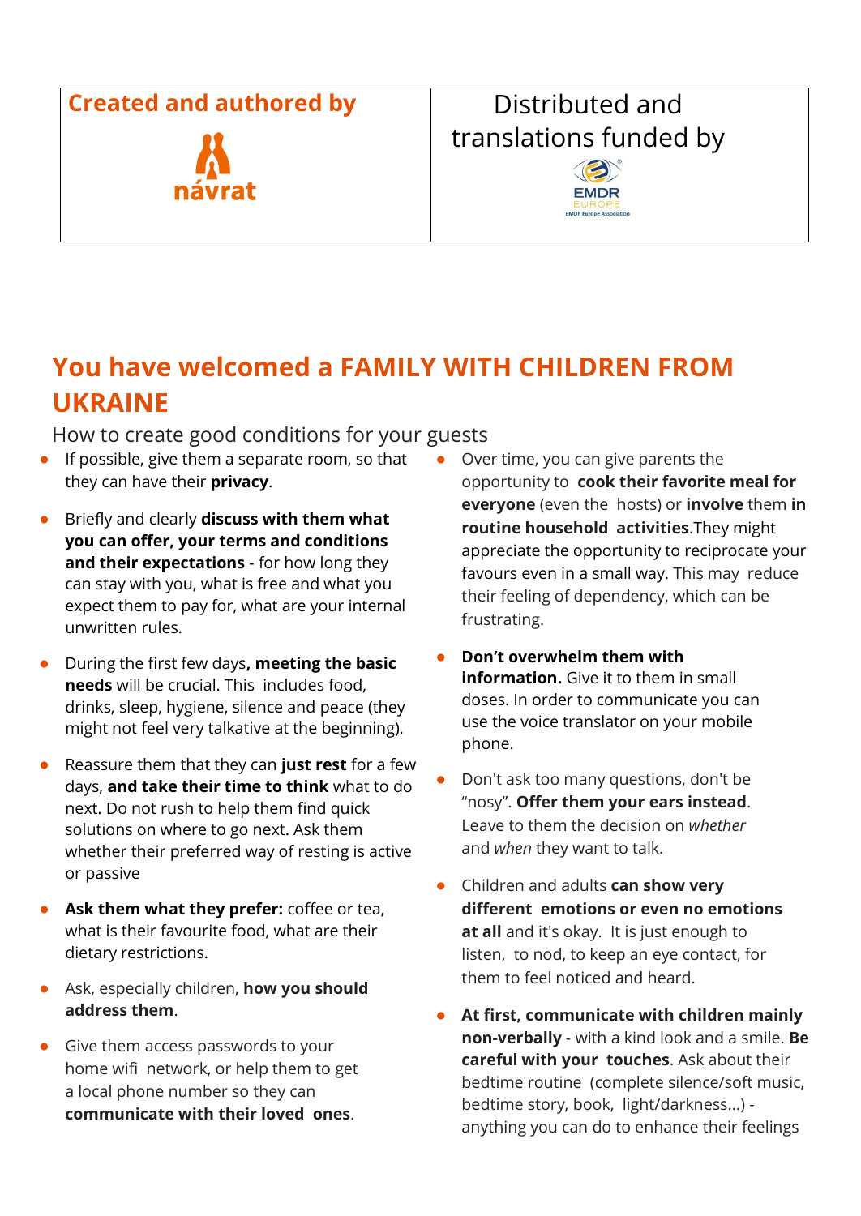| Created and authored by | Distributed and translations funded by |
|---|---|
| návrat | EMDR EUROPE EMDR Europe Association |

# You have welcomed a FAMILY WITH CHILDREN FROM UKRAINE

How to create good conditions for your guests

- If possible, give them a separate room, so that they can have their **privacy**.
- Briefly and clearly **discuss with them what you can offer, your terms and conditions and their expectations** - for how long they can stay with you, what is free and what you expect them to pay for, what are your internal unwritten rules.
- During the first few days**, meeting the basic needs** will be crucial. This includes food, drinks, sleep, hygiene, silence and peace (they might not feel very talkative at the beginning).
- Reassure them that they can **just rest** for a few days, **and take their time to think** what to do next. Do not rush to help them find quick solutions on where to go next. Ask them whether their preferred way of resting is active or passive
- **Ask them what they prefer:** coffee or tea, what is their favourite food, what are their dietary restrictions.
- Ask, especially children, **how you should address them**.
- Give them access passwords to your home wifi network, or help them to get a local phone number so they can **communicate with their loved ones**.
- Over time, you can give parents the opportunity to **cook their favorite meal for everyone** (even the hosts) or **involve** them **in routine household activities**.They might appreciate the opportunity to reciprocate your favours even in a small way. This may reduce their feeling of dependency, which can be frustrating.
- **Don't overwhelm them with information.** Give it to them in small doses. In order to communicate you can use the voice translator on your mobile phone.
- Don't ask too many questions, don't be "nosy". **Offer them your ears instead**. Leave to them the decision on *whether* and *when* they want to talk.
- Children and adults **can show very different emotions or even no emotions at all** and it's okay. It is just enough to listen, to nod, to keep an eye contact, for them to feel noticed and heard.
- **At first, communicate with children mainly non-verbally** - with a kind look and a smile. **Be careful with your touches**. Ask about their bedtime routine (complete silence/soft music, bedtime story, book, light/darkness...) - anything you can do to enhance their feelings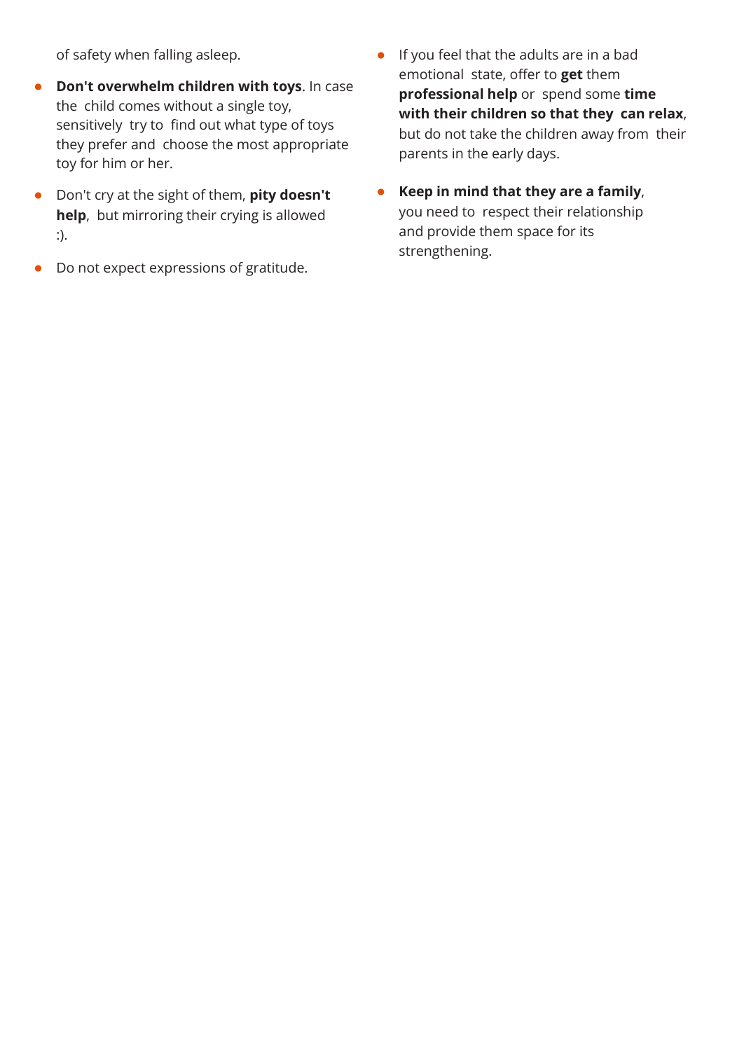of safety when falling asleep.

- **Don't overwhelm children with toys**. In case the child comes without a single toy, sensitively try to find out what type of toys they prefer and choose the most appropriate toy for him or her.
- Don't cry at the sight of them, **pity doesn't help**, but mirroring their crying is allowed :).
- Do not expect expressions of gratitude.
- If you feel that the adults are in a bad emotional state, offer to **get** them **professional help** or spend some **time with their children so that they can relax**, but do not take the children away from their parents in the early days.
- **Keep in mind that they are a family**, you need to respect their relationship and provide them space for its strengthening.